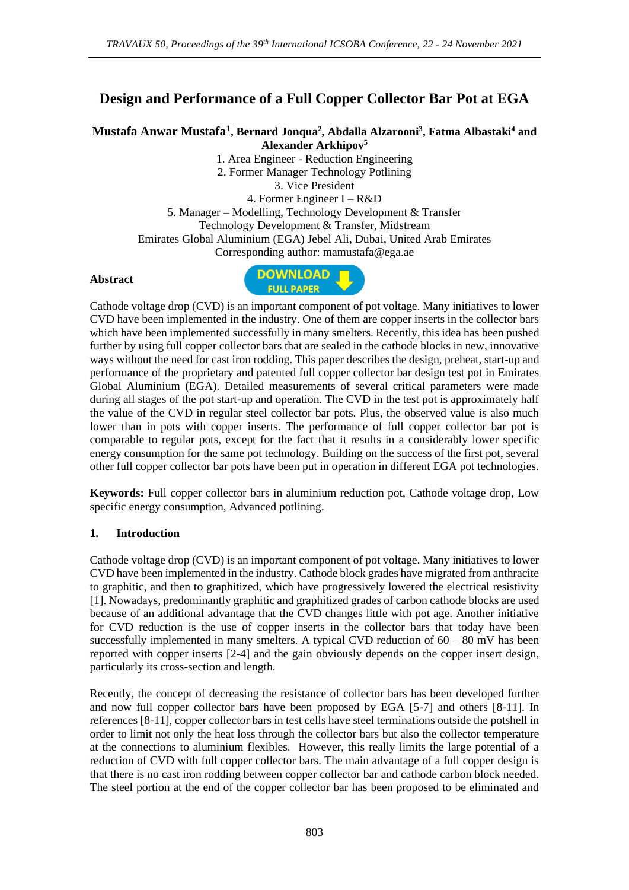# Design and Performance of a Full Copper Collector Bar Pot at EGA

**Mustafa Anwar Mustafa[1], Bernard Jonqua[2], Abdalla Alzarooni[3], Fatma Albastaki[4] and Alexander Arkhipov[5]**

1. Area Engineer - Reduction Engineering
2. Former Manager Technology Potlining
3. Vice President
4. Former Engineer I – R&D
5. Manager – Modelling, Technology Development & Transfer

Technology Development & Transfer, Midstream
Emirates Global Aluminium (EGA) Jebel Ali, Dubai, United Arab Emirates
Corresponding author: mamustafa@ega.ae

**Abstract**

Cathode voltage drop (CVD) is an important component of pot voltage. Many initiatives to lower CVD have been implemented in the industry. One of them are copper inserts in the collector bars which have been implemented successfully in many smelters. Recently, this idea has been pushed further by using full copper collector bars that are sealed in the cathode blocks in new, innovative ways without the need for cast iron rodding. This paper describes the design, preheat, start-up and performance of the proprietary and patented full copper collector bar design test pot in Emirates Global Aluminium (EGA). Detailed measurements of several critical parameters were made during all stages of the pot start-up and operation. The CVD in the test pot is approximately half the value of the CVD in regular steel collector bar pots. Plus, the observed value is also much lower than in pots with copper inserts. The performance of full copper collector bar pot is comparable to regular pots, except for the fact that it results in a considerably lower specific energy consumption for the same pot technology. Building on the success of the first pot, several other full copper collector bar pots have been put in operation in different EGA pot technologies.

**Keywords:** Full copper collector bars in aluminium reduction pot, Cathode voltage drop, Low specific energy consumption, Advanced potlining.

## 1. Introduction

Cathode voltage drop (CVD) is an important component of pot voltage. Many initiatives to lower CVD have been implemented in the industry. Cathode block grades have migrated from anthracite to graphitic, and then to graphitized, which have progressively lowered the electrical resistivity [1]. Nowadays, predominantly graphitic and graphitized grades of carbon cathode blocks are used because of an additional advantage that the CVD changes little with pot age. Another initiative for CVD reduction is the use of copper inserts in the collector bars that today have been successfully implemented in many smelters. A typical CVD reduction of 60 – 80 mV has been reported with copper inserts [2-4] and the gain obviously depends on the copper insert design, particularly its cross-section and length.

Recently, the concept of decreasing the resistance of collector bars has been developed further and now full copper collector bars have been proposed by EGA [5-7] and others [8-11]. In references [8-11], copper collector bars in test cells have steel terminations outside the potshell in order to limit not only the heat loss through the collector bars but also the collector temperature at the connections to aluminium flexibles. However, this really limits the large potential of a reduction of CVD with full copper collector bars. The main advantage of a full copper design is that there is no cast iron rodding between copper collector bar and cathode carbon block needed. The steel portion at the end of the copper collector bar has been proposed to be eliminated and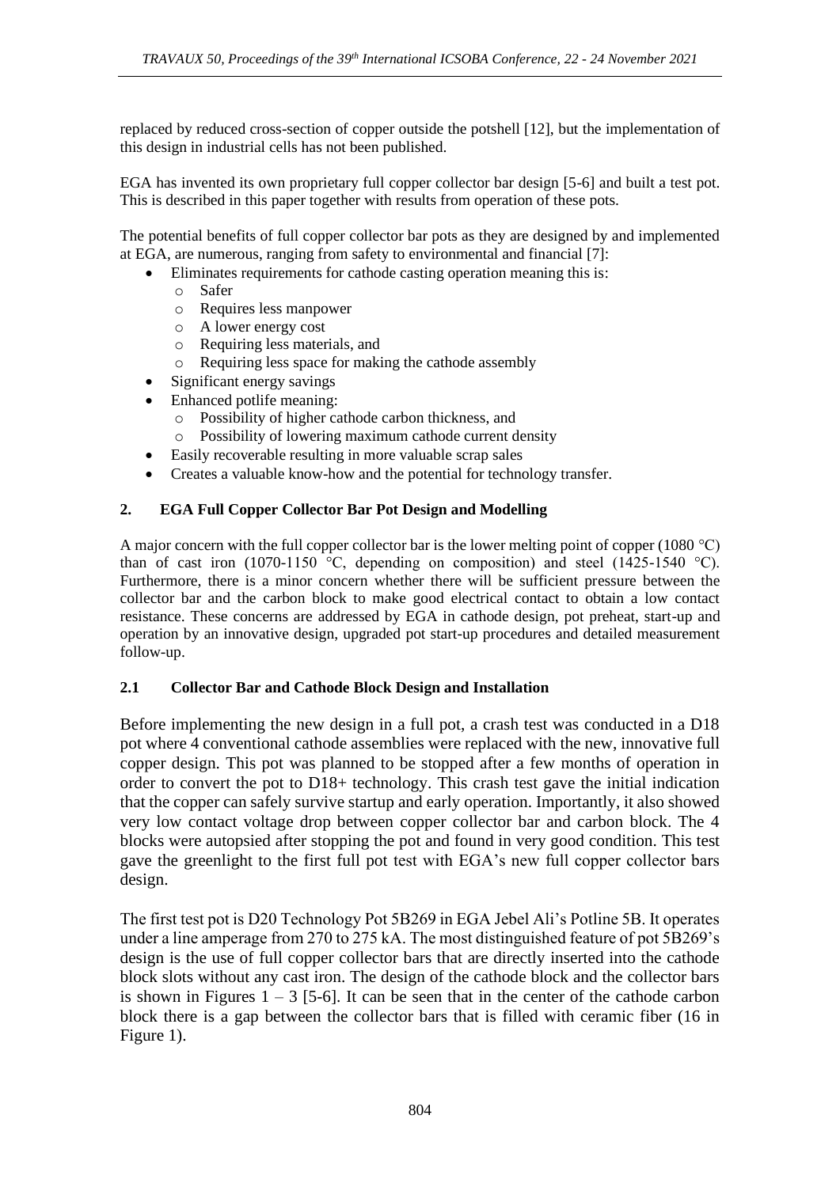replaced by reduced cross-section of copper outside the potshell [12], but the implementation of this design in industrial cells has not been published.

EGA has invented its own proprietary full copper collector bar design [5-6] and built a test pot. This is described in this paper together with results from operation of these pots.

The potential benefits of full copper collector bar pots as they are designed by and implemented at EGA, are numerous, ranging from safety to environmental and financial [7]:

- Eliminates requirements for cathode casting operation meaning this is:
  - Safer
  - Requires less manpower
  - A lower energy cost
  - Requiring less materials, and
  - Requiring less space for making the cathode assembly
- Significant energy savings
- Enhanced potlife meaning:
  - Possibility of higher cathode carbon thickness, and
  - Possibility of lowering maximum cathode current density
- Easily recoverable resulting in more valuable scrap sales
- Creates a valuable know-how and the potential for technology transfer.

## 2. EGA Full Copper Collector Bar Pot Design and Modelling

A major concern with the full copper collector bar is the lower melting point of copper (1080 °C) than of cast iron (1070-1150 °C, depending on composition) and steel (1425-1540 °C). Furthermore, there is a minor concern whether there will be sufficient pressure between the collector bar and the carbon block to make good electrical contact to obtain a low contact resistance. These concerns are addressed by EGA in cathode design, pot preheat, start-up and operation by an innovative design, upgraded pot start-up procedures and detailed measurement follow-up.

### 2.1 Collector Bar and Cathode Block Design and Installation

Before implementing the new design in a full pot, a crash test was conducted in a D18 pot where 4 conventional cathode assemblies were replaced with the new, innovative full copper design. This pot was planned to be stopped after a few months of operation in order to convert the pot to D18+ technology. This crash test gave the initial indication that the copper can safely survive startup and early operation. Importantly, it also showed very low contact voltage drop between copper collector bar and carbon block. The 4 blocks were autopsied after stopping the pot and found in very good condition. This test gave the greenlight to the first full pot test with EGA's new full copper collector bars design.

The first test pot is D20 Technology Pot 5B269 in EGA Jebel Ali's Potline 5B. It operates under a line amperage from 270 to 275 kA. The most distinguished feature of pot 5B269's design is the use of full copper collector bars that are directly inserted into the cathode block slots without any cast iron. The design of the cathode block and the collector bars is shown in Figures 1 – 3 [5-6]. It can be seen that in the center of the cathode carbon block there is a gap between the collector bars that is filled with ceramic fiber (16 in Figure 1).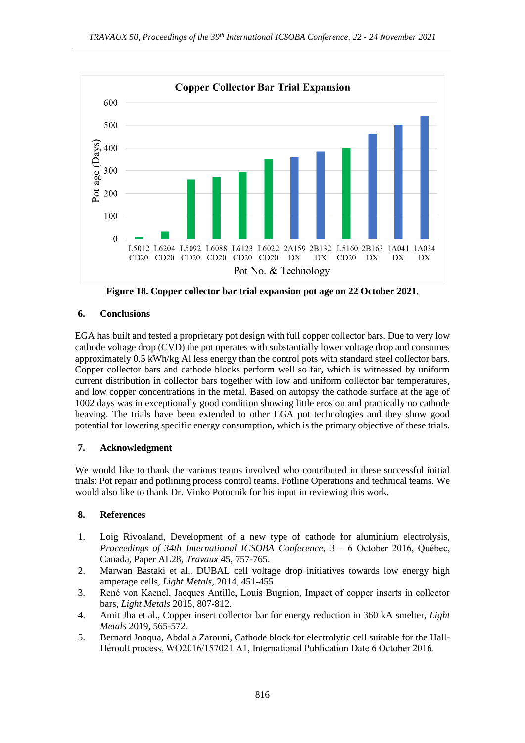Copper Collector Bar Trial Expansion

Pot age (Days)

600
500
400
300
200
100
0

L5012 CD20
L6204 CD20
L5092 CD20
L6088 CD20
L6123 CD20
L6022 CD20
2A159 DX
2B132 DX
L5160 CD20
2B163 DX
1A041 DX
1A034 DX

Pot No. & Technology

**Figure 18. Copper collector bar trial expansion pot age on 22 October 2021.**

## 6. Conclusions

EGA has built and tested a proprietary pot design with full copper collector bars. Due to very low cathode voltage drop (CVD) the pot operates with substantially lower voltage drop and consumes approximately 0.5 kWh/kg Al less energy than the control pots with standard steel collector bars. Copper collector bars and cathode blocks perform well so far, which is witnessed by uniform current distribution in collector bars together with low and uniform collector bar temperatures, and low copper concentrations in the metal. Based on autopsy the cathode surface at the age of 1002 days was in exceptionally good condition showing little erosion and practically no cathode heaving. The trials have been extended to other EGA pot technologies and they show good potential for lowering specific energy consumption, which is the primary objective of these trials.

## 7. Acknowledgment

We would like to thank the various teams involved who contributed in these successful initial trials: Pot repair and potlining process control teams, Potline Operations and technical teams. We would also like to thank Dr. Vinko Potocnik for his input in reviewing this work.

## 8. References

1. Loig Rivoaland, Development of a new type of cathode for aluminium electrolysis, *Proceedings of 34th International ICSOBA Conference*, 3 – 6 October 2016, Québec, Canada, Paper AL28, *Travaux* 45, 757-765.
2. Marwan Bastaki et al., DUBAL cell voltage drop initiatives towards low energy high amperage cells, *Light Metals*, 2014, 451-455.
3. René von Kaenel, Jacques Antille, Louis Bugnion, Impact of copper inserts in collector bars, *Light Metals* 2015, 807-812.
4. Amit Jha et al., Copper insert collector bar for energy reduction in 360 kA smelter, *Light Metals* 2019, 565-572.
5. Bernard Jonqua, Abdalla Zarouni, Cathode block for electrolytic cell suitable for the Hall-Héroult process, WO2016/157021 A1, International Publication Date 6 October 2016.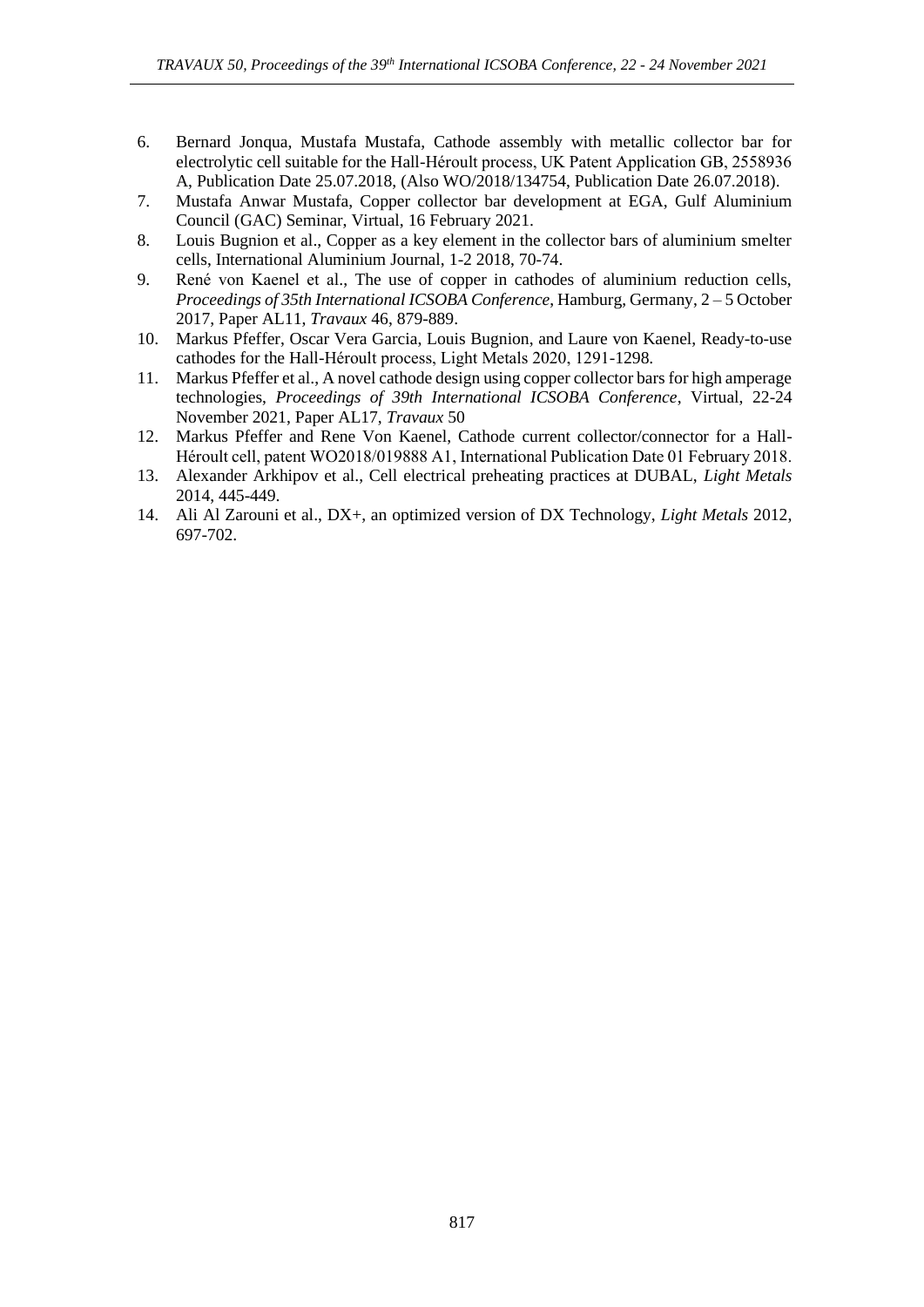6. Bernard Jonqua, Mustafa Mustafa, Cathode assembly with metallic collector bar for electrolytic cell suitable for the Hall-Héroult process, UK Patent Application GB, 2558936 A, Publication Date 25.07.2018, (Also WO/2018/134754, Publication Date 26.07.2018).
7. Mustafa Anwar Mustafa, Copper collector bar development at EGA, Gulf Aluminium Council (GAC) Seminar, Virtual, 16 February 2021.
8. Louis Bugnion et al., Copper as a key element in the collector bars of aluminium smelter cells, International Aluminium Journal, 1-2 2018, 70-74.
9. René von Kaenel et al., The use of copper in cathodes of aluminium reduction cells, *Proceedings of 35th International ICSOBA Conference*, Hamburg, Germany, 2 – 5 October 2017, Paper AL11, *Travaux* 46, 879-889.
10. Markus Pfeffer, Oscar Vera Garcia, Louis Bugnion, and Laure von Kaenel, Ready-to-use cathodes for the Hall-Héroult process, Light Metals 2020, 1291-1298.
11. Markus Pfeffer et al., A novel cathode design using copper collector bars for high amperage technologies, *Proceedings of 39th International ICSOBA Conference*, Virtual, 22-24 November 2021, Paper AL17, *Travaux* 50
12. Markus Pfeffer and Rene Von Kaenel, Cathode current collector/connector for a Hall-Héroult cell, patent WO2018/019888 A1, International Publication Date 01 February 2018.
13. Alexander Arkhipov et al., Cell electrical preheating practices at DUBAL, *Light Metals* 2014, 445-449.
14. Ali Al Zarouni et al., DX+, an optimized version of DX Technology, *Light Metals* 2012, 697-702.